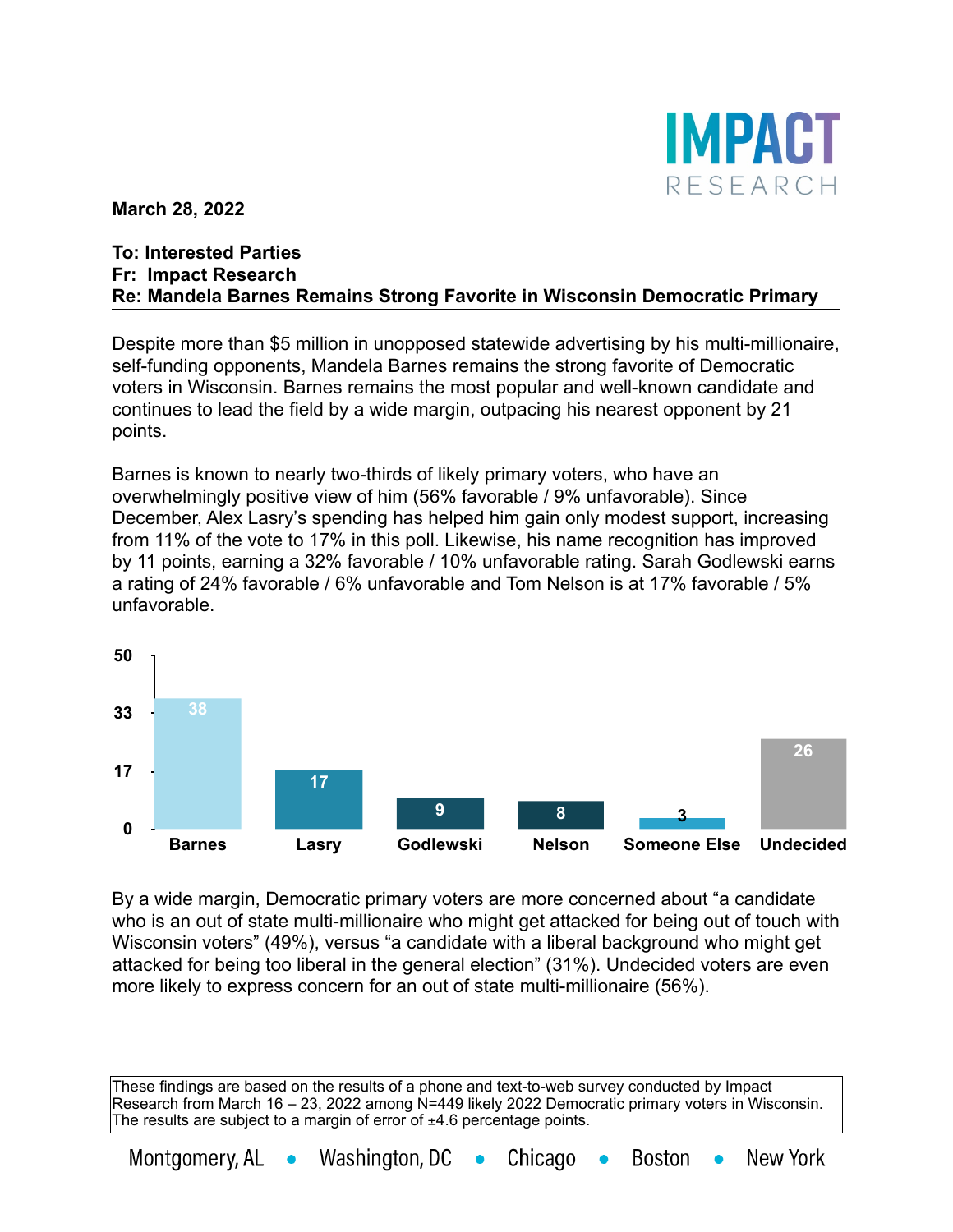**IMPACT RESEARCH**

**March 28, 2022**

**To: Interested Parties**
**Fr: Impact Research**
**Re: Mandela Barnes Remains Strong Favorite in Wisconsin Democratic Primary**

Despite more than $5 million in unopposed statewide advertising by his multi-millionaire, self-funding opponents, Mandela Barnes remains the strong favorite of Democratic voters in Wisconsin. Barnes remains the most popular and well-known candidate and continues to lead the field by a wide margin, outpacing his nearest opponent by 21 points.

Barnes is known to nearly two-thirds of likely primary voters, who have an overwhelmingly positive view of him (56% favorable / 9% unfavorable). Since December, Alex Lasry's spending has helped him gain only modest support, increasing from 11% of the vote to 17% in this poll. Likewise, his name recognition has improved by 11 points, earning a 32% favorable / 10% unfavorable rating. Sarah Godlewski earns a rating of 24% favorable / 6% unfavorable and Tom Nelson is at 17% favorable / 5% unfavorable.

| Barnes | Lasry | Godlewski | Nelson | Someone Else | Undecided |
|---|---|---|---|---|---|
| 38 | 17 | 9 | 8 | 3 | 26 |

By a wide margin, Democratic primary voters are more concerned about "a candidate who is an out of state multi-millionaire who might get attacked for being out of touch with Wisconsin voters" (49%), versus "a candidate with a liberal background who might get attacked for being too liberal in the general election" (31%). Undecided voters are even more likely to express concern for an out of state multi-millionaire (56%).

These findings are based on the results of a phone and text-to-web survey conducted by Impact Research from March 16 – 23, 2022 among N=449 likely 2022 Democratic primary voters in Wisconsin. The results are subject to a margin of error of ±4.6 percentage points.

Montgomery, AL • Washington, DC • Chicago • Boston • New York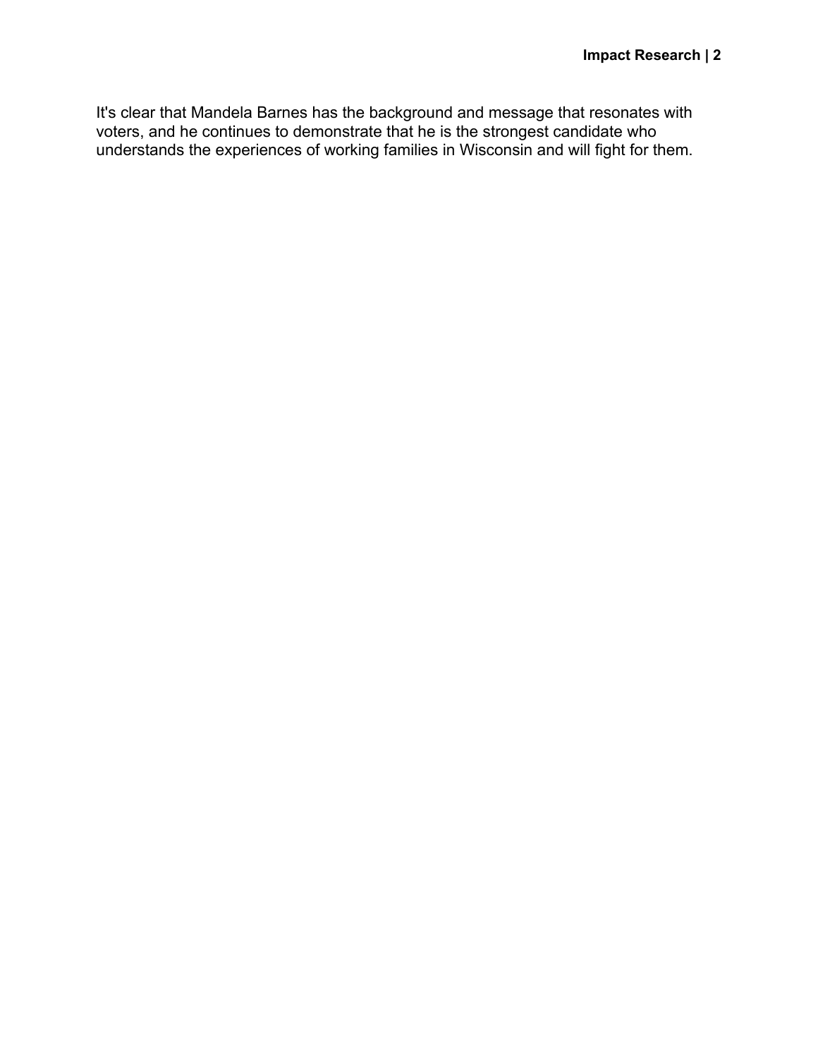It's clear that Mandela Barnes has the background and message that resonates with voters, and he continues to demonstrate that he is the strongest candidate who understands the experiences of working families in Wisconsin and will fight for them.